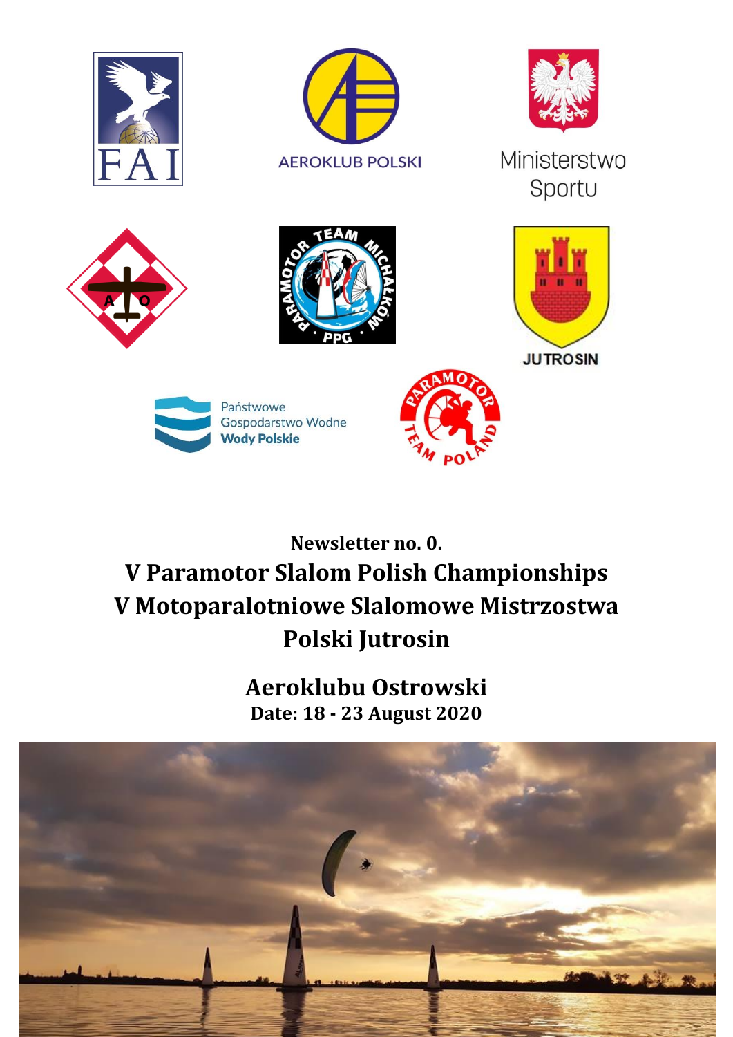Newsletter no. 0.

# V Paramotor Slalom Polish Championships
# V Motoparalotniowe Slalomowe Mistrzostwa Polski Jutrosin

## Aeroklubu Ostrowski

**Date: 18 - 23 August 2020**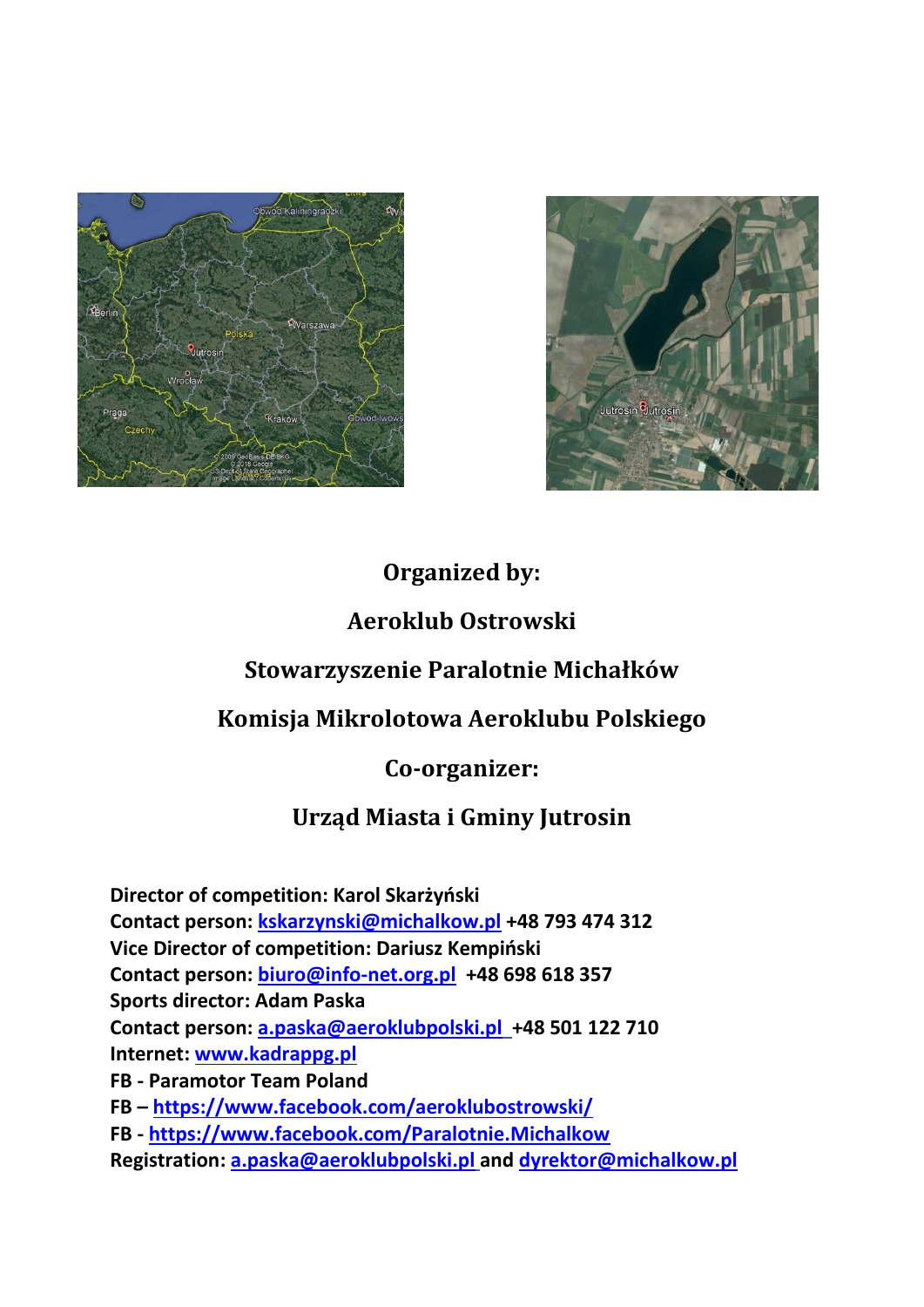**Organized by:**

**Aeroklub Ostrowski**

**Stowarzyszenie Paralotnie Michałków**

**Komisja Mikrolotowa Aeroklubu Polskiego**

**Co-organizer:**

**Urząd Miasta i Gminy Jutrosin**

**Director of competition: Karol Skarżyński**
**Contact person: kskarzynski@michalkow.pl +48 793 474 312**
**Vice Director of competition: Dariusz Kempiński**
**Contact person: biuro@info-net.org.pl +48 698 618 357**
**Sports director: Adam Paska**
**Contact person: a.paska@aeroklubpolski.pl +48 501 122 710**
**Internet: www.kadrappg.pl**
**FB - Paramotor Team Poland**
**FB – https://www.facebook.com/aeroklubostrowski/**
**FB - https://www.facebook.com/Paralotnie.Michalkow**
**Registration: a.paska@aeroklubpolski.pl and dyrektor@michalkow.pl**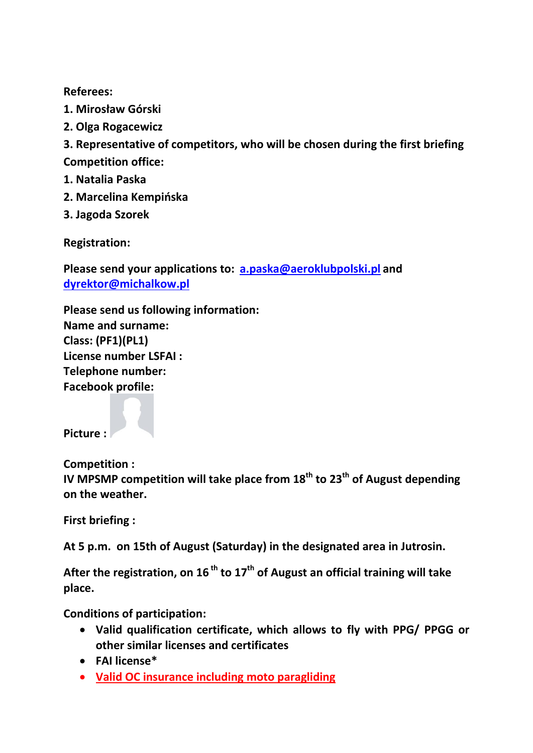**Referees:**

**1. Mirosław Górski**

**2. Olga Rogacewicz**

**3. Representative of competitors, who will be chosen during the first briefing**

**Competition office:**

**1. Natalia Paska**

**2. Marcelina Kempińska**

**3. Jagoda Szorek**

**Registration:**

**Please send your applications to: a.paska@aeroklubpolski.pl and dyrektor@michalkow.pl**

**Please send us following information:**
**Name and surname:**
**Class: (PF1)(PL1)**
**License number LSFAI :**
**Telephone number:**
**Facebook profile:**

**Picture :**

**Competition :**
**IV MPSMP competition will take place from 18th to 23th of August depending on the weather.**

**First briefing :**

**At 5 p.m. on 15th of August (Saturday) in the designated area in Jutrosin.**

**After the registration, on 16th to 17th of August an official training will take place.**

**Conditions of participation:**

- **Valid qualification certificate, which allows to fly with PPG/ PPGG or other similar licenses and certificates**
- **FAI license***
- **Valid OC insurance including moto paragliding**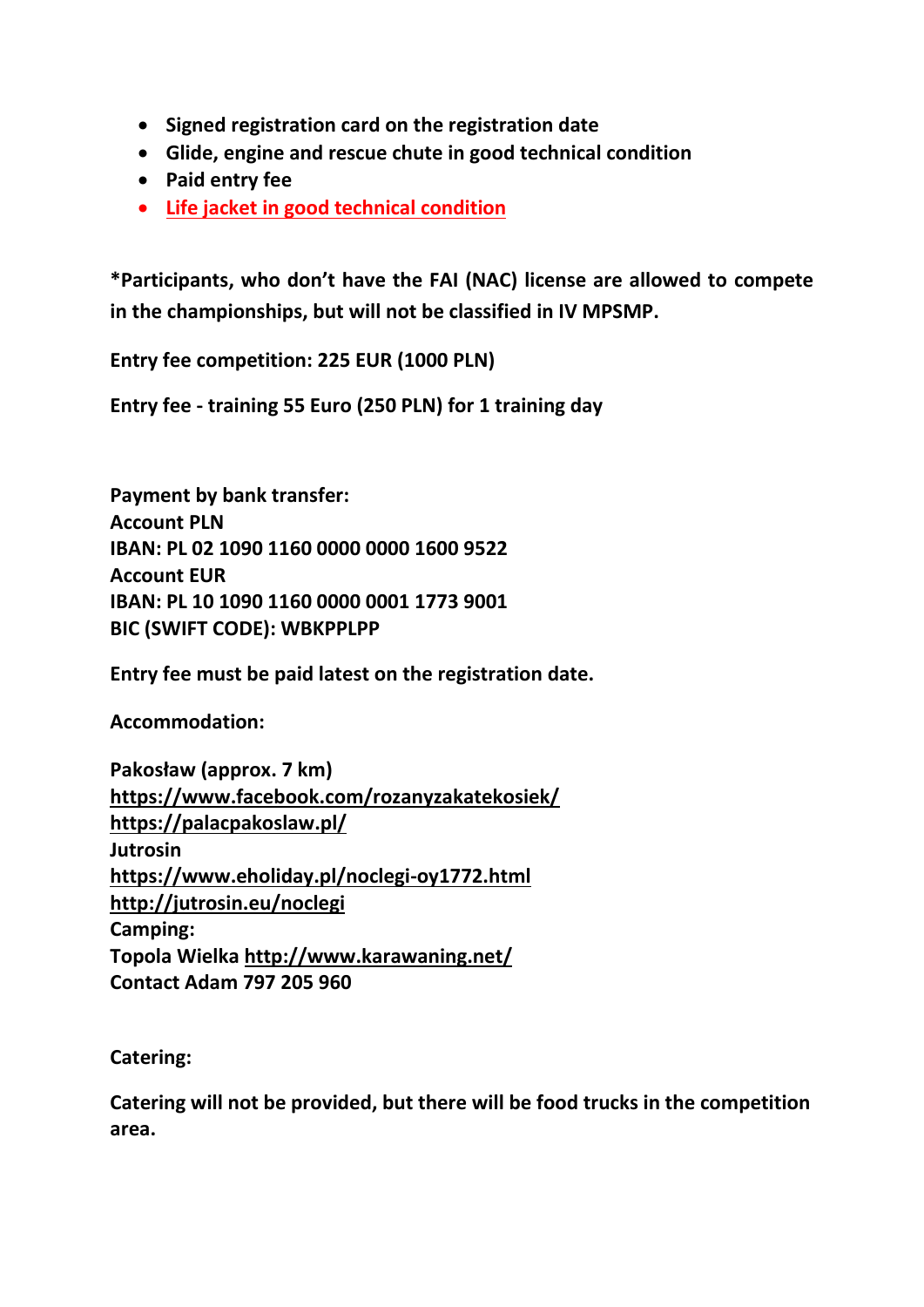- **Signed registration card on the registration date**
- **Glide, engine and rescue chute in good technical condition**
- **Paid entry fee**
- **Life jacket in good technical condition**

***Participants, who don't have the FAI (NAC) license are allowed to compete in the championships, but will not be classified in IV MPSMP.**

**Entry fee competition: 225 EUR (1000 PLN)**

**Entry fee - training 55 Euro (250 PLN) for 1 training day**

**Payment by bank transfer:**
**Account PLN**
**IBAN: PL 02 1090 1160 0000 0000 1600 9522**
**Account EUR**
**IBAN: PL 10 1090 1160 0000 0001 1773 9001**
**BIC (SWIFT CODE): WBKPPLPP**

**Entry fee must be paid latest on the registration date.**

**Accommodation:**

**Pakosław (approx. 7 km)**
**https://www.facebook.com/rozanyzakatekosiek/**
**https://palacpakoslaw.pl/**
**Jutrosin**
**https://www.eholiday.pl/noclegi-oy1772.html**
**http://jutrosin.eu/noclegi**
**Camping:**
**Topola Wielka http://www.karawaning.net/**
**Contact Adam 797 205 960**

**Catering:**

**Catering will not be provided, but there will be food trucks in the competition area.**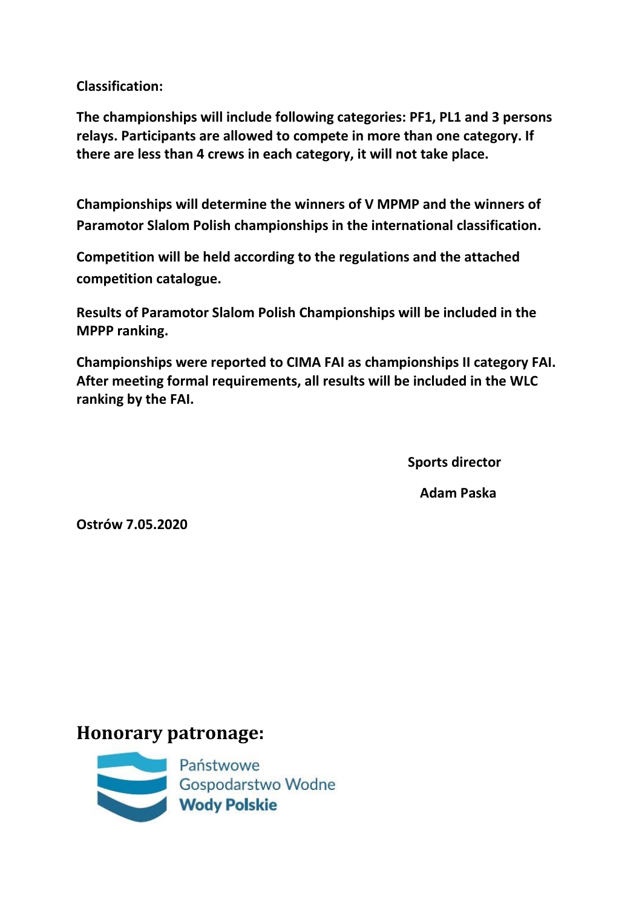**Classification:**

**The championships will include following categories: PF1, PL1 and 3 persons relays. Participants are allowed to compete in more than one category. If there are less than 4 crews in each category, it will not take place.**

**Championships will determine the winners of V MPMP and the winners of Paramotor Slalom Polish championships in the international classification.**

**Competition will be held according to the regulations and the attached competition catalogue.**

**Results of Paramotor Slalom Polish Championships will be included in the MPPP ranking.**

**Championships were reported to CIMA FAI as championships II category FAI. After meeting formal requirements, all results will be included in the WLC ranking by the FAI.**

**Sports director**

**Adam Paska**

**Ostrów 7.05.2020**

## Honorary patronage:

Państwowe Gospodarstwo Wodne **Wody Polskie**